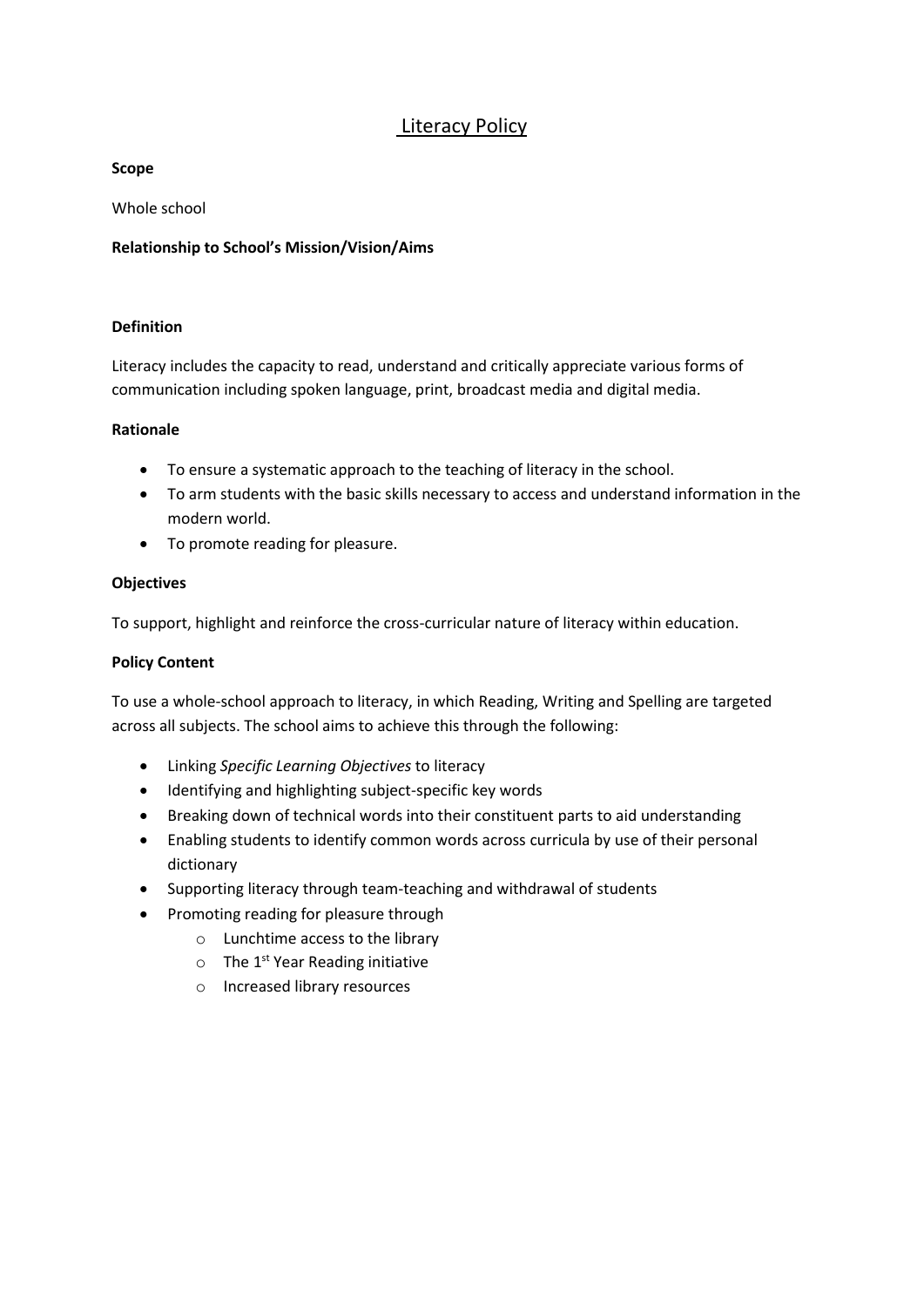# Literacy Policy

**Scope**

Whole school

**Relationship to School's Mission/Vision/Aims**

**Definition**

Literacy includes the capacity to read, understand and critically appreciate various forms of communication including spoken language, print, broadcast media and digital media.

**Rationale**

- To ensure a systematic approach to the teaching of literacy in the school.
- To arm students with the basic skills necessary to access and understand information in the modern world.
- To promote reading for pleasure.

**Objectives**

To support, highlight and reinforce the cross-curricular nature of literacy within education.

**Policy Content**

To use a whole-school approach to literacy, in which Reading, Writing and Spelling are targeted across all subjects. The school aims to achieve this through the following:

- Linking *Specific Learning Objectives* to literacy
- Identifying and highlighting subject-specific key words
- Breaking down of technical words into their constituent parts to aid understanding
- Enabling students to identify common words across curricula by use of their personal dictionary
- Supporting literacy through team-teaching and withdrawal of students
- Promoting reading for pleasure through
  - Lunchtime access to the library
  - The 1st Year Reading initiative
  - Increased library resources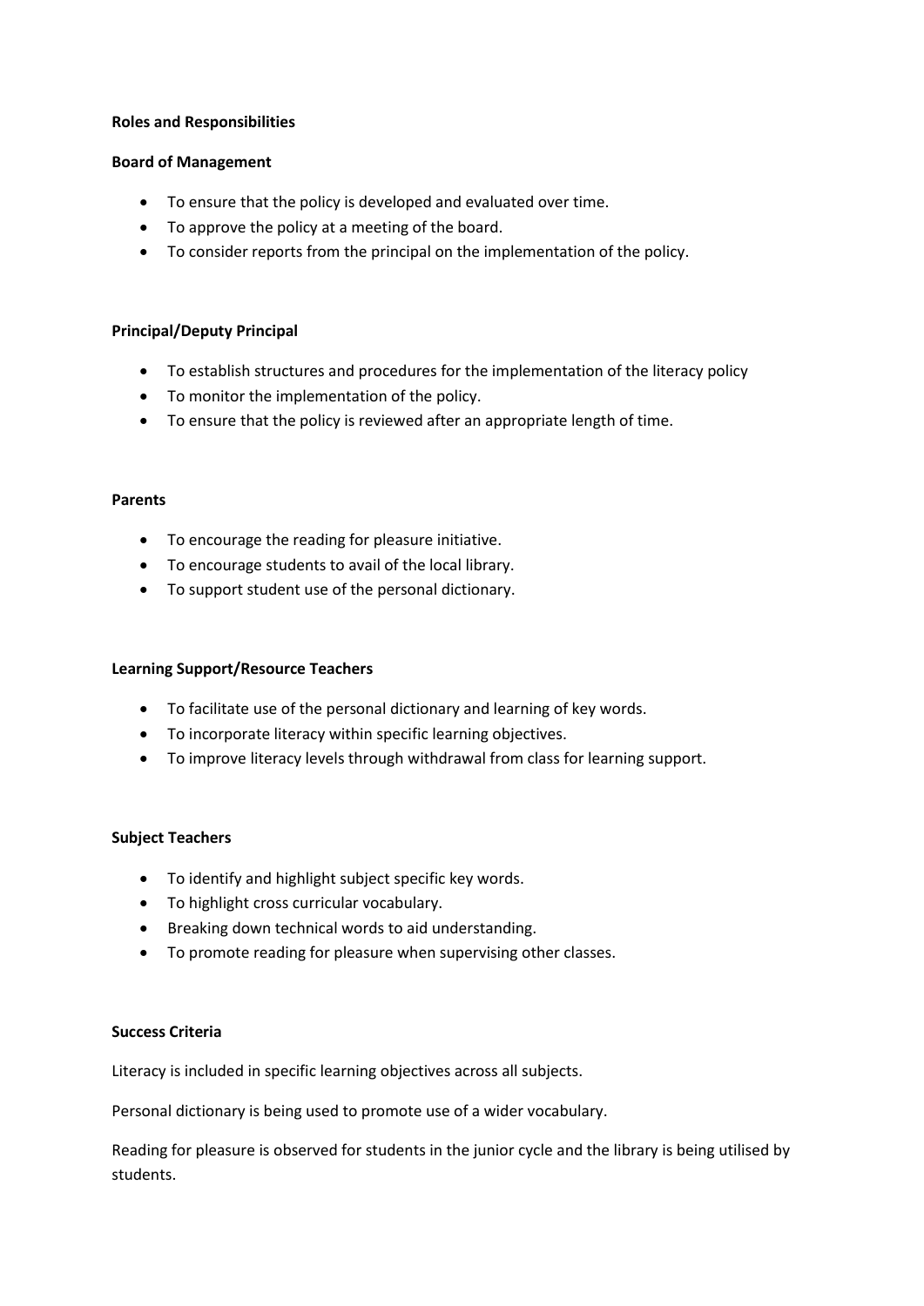**Roles and Responsibilities**

**Board of Management**

- To ensure that the policy is developed and evaluated over time.
- To approve the policy at a meeting of the board.
- To consider reports from the principal on the implementation of the policy.

**Principal/Deputy Principal**

- To establish structures and procedures for the implementation of the literacy policy
- To monitor the implementation of the policy.
- To ensure that the policy is reviewed after an appropriate length of time.

**Parents**

- To encourage the reading for pleasure initiative.
- To encourage students to avail of the local library.
- To support student use of the personal dictionary.

**Learning Support/Resource Teachers**

- To facilitate use of the personal dictionary and learning of key words.
- To incorporate literacy within specific learning objectives.
- To improve literacy levels through withdrawal from class for learning support.

**Subject Teachers**

- To identify and highlight subject specific key words.
- To highlight cross curricular vocabulary.
- Breaking down technical words to aid understanding.
- To promote reading for pleasure when supervising other classes.

**Success Criteria**

Literacy is included in specific learning objectives across all subjects.

Personal dictionary is being used to promote use of a wider vocabulary.

Reading for pleasure is observed for students in the junior cycle and the library is being utilised by students.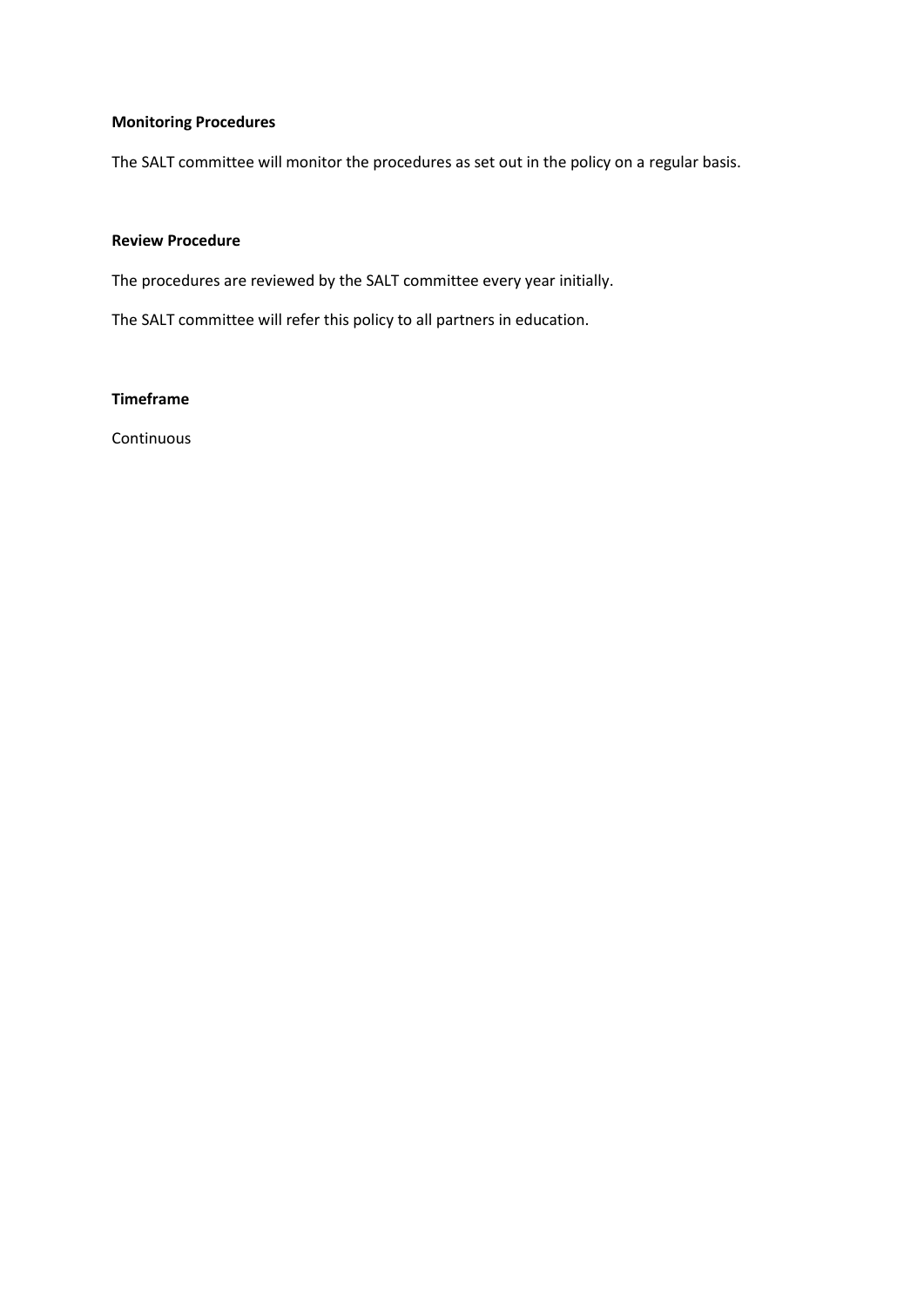**Monitoring Procedures**

The SALT committee will monitor the procedures as set out in the policy on a regular basis.

**Review Procedure**

The procedures are reviewed by the SALT committee every year initially.

The SALT committee will refer this policy to all partners in education.

**Timeframe**

Continuous